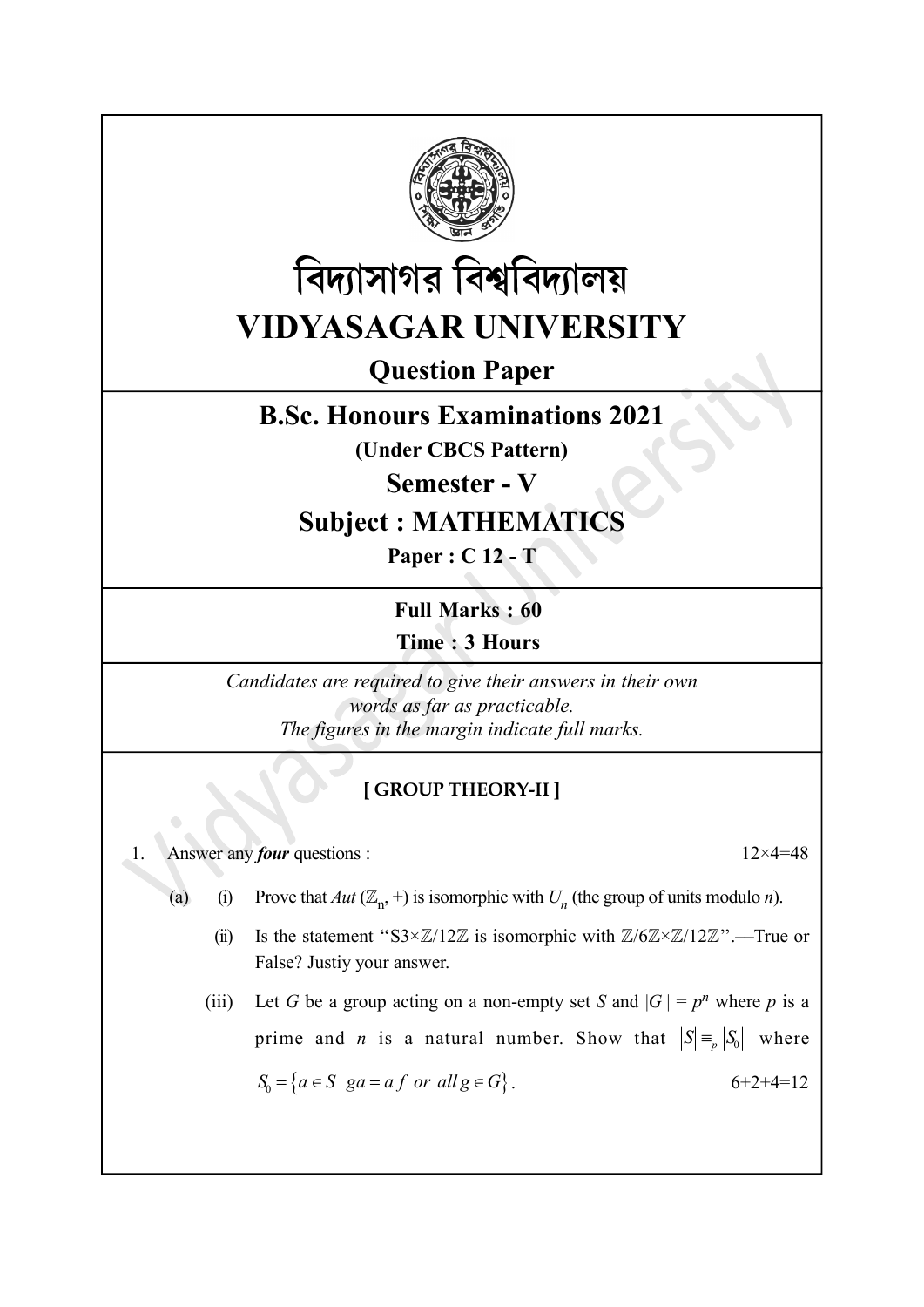# বিদ্যাসাগর বিশ্ববিদ্যালয়

# VIDYASAGAR UNIVERSITY

## Question Paper

## B.Sc. Honours Examinations 2021

**(Under CBCS Pattern)**

## Semester - V

## Subject : MATHEMATICS

**Paper : C 12 - T**

**Full Marks : 60**

**Time : 3 Hours**

*Candidates are required to give their answers in their own words as far as practicable.*
*The figures in the margin indicate full marks.*

**[ GROUP THEORY-II ]**

1. Answer any ***four*** questions : 12×4=48

   (a) (i) Prove that *Aut* $(\mathbb{Z}_n, +)$ is isomorphic with $U_n$ (the group of units modulo *n*).

   (ii) Is the statement "S3×ℤ/12ℤ is isomorphic with ℤ/6ℤ×ℤ/12ℤ".—True or False? Justiy your answer.

   (iii) Let $G$ be a group acting on a non-empty set $S$ and $|G| = p^n$ where $p$ is a prime and $n$ is a natural number. Show that $|S| \equiv_p |S_0|$ where $S_0 = \{a \in S \mid ga = a\ f\ or\ all\ g \in G\}$. 6+2+4=12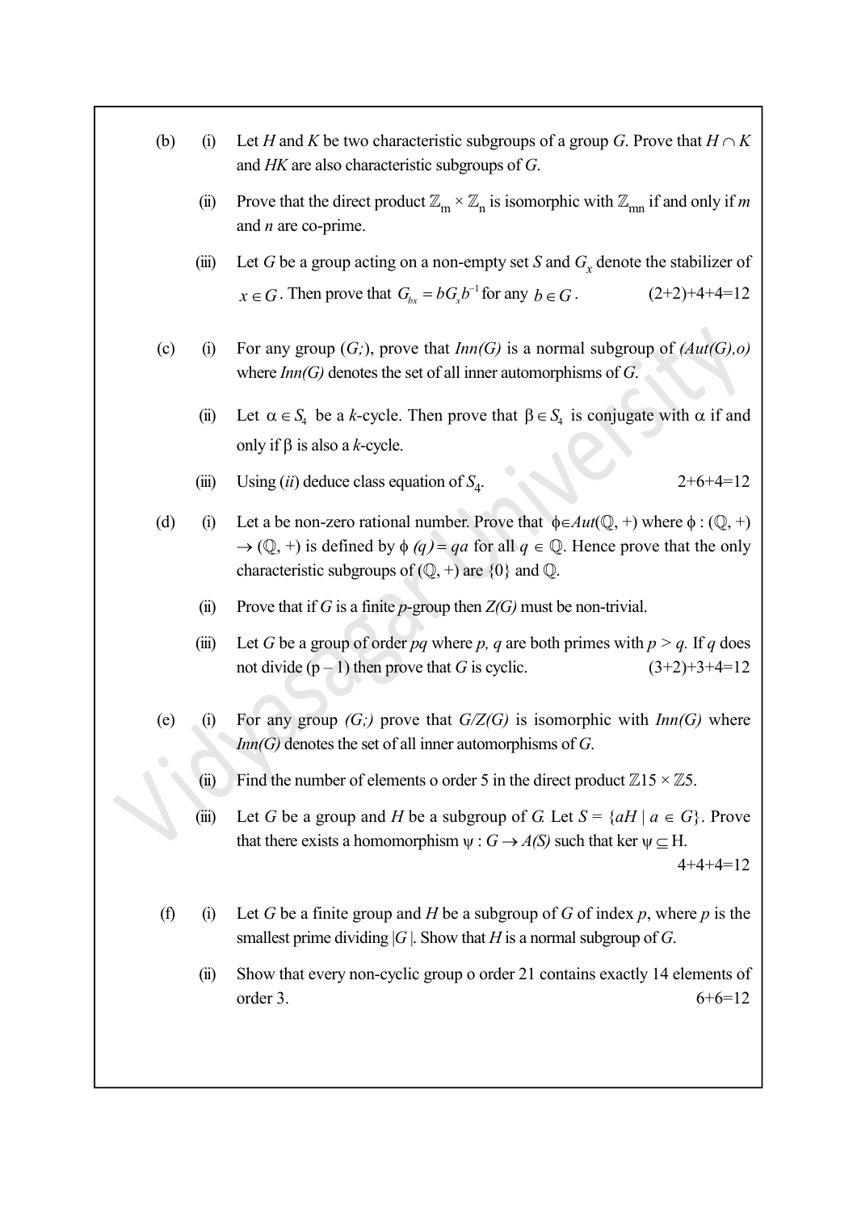(b) (i) Let $H$ and $K$ be two characteristic subgroups of a group $G$. Prove that $H \cap K$ and $HK$ are also characteristic subgroups of $G$.

(ii) Prove that the direct product $\mathbb{Z}_m \times \mathbb{Z}_n$ is isomorphic with $\mathbb{Z}_{mn}$ if and only if $m$ and $n$ are co-prime.

(iii) Let $G$ be a group acting on a non-empty set $S$ and $G_x$ denote the stabilizer of $x \in G$. Then prove that $G_{bx} = bG_x b^{-1}$ for any $b \in G$. (2+2)+4+4=12

(c) (i) For any group $(G;)$, prove that $Inn(G)$ is a normal subgroup of $(Aut(G),o)$ where $Inn(G)$ denotes the set of all inner automorphisms of $G$.

(ii) Let $\alpha \in S_4$ be a $k$-cycle. Then prove that $\beta \in S_4$ is conjugate with $\alpha$ if and only if $\beta$ is also a $k$-cycle.

(iii) Using (*ii*) deduce class equation of $S_4$. 2+6+4=12

(d) (i) Let a be non-zero rational number. Prove that $\phi \in Aut(\mathbb{Q}, +)$ where $\phi : (\mathbb{Q}, +) \to (\mathbb{Q}, +)$ is defined by $\phi(q) = qa$ for all $q \in \mathbb{Q}$. Hence prove that the only characteristic subgroups of $(\mathbb{Q}, +)$ are $\{0\}$ and $\mathbb{Q}$.

(ii) Prove that if $G$ is a finite $p$-group then $Z(G)$ must be non-trivial.

(iii) Let $G$ be a group of order $pq$ where $p, q$ are both primes with $p > q$. If $q$ does not divide $(p - 1)$ then prove that $G$ is cyclic. (3+2)+3+4=12

(e) (i) For any group $(G;)$ prove that $G/Z(G)$ is isomorphic with $Inn(G)$ where $Inn(G)$ denotes the set of all inner automorphisms of $G$.

(ii) Find the number of elements o order 5 in the direct product $\mathbb{Z}15 \times \mathbb{Z}5$.

(iii) Let $G$ be a group and $H$ be a subgroup of $G$. Let $S = \{aH \mid a \in G\}$. Prove that there exists a homomorphism $\psi : G \to A(S)$ such that ker $\psi \subseteq$ H. 4+4+4=12

(f) (i) Let $G$ be a finite group and $H$ be a subgroup of $G$ of index $p$, where $p$ is the smallest prime dividing $|G|$. Show that $H$ is a normal subgroup of $G$.

(ii) Show that every non-cyclic group o order 21 contains exactly 14 elements of order 3. 6+6=12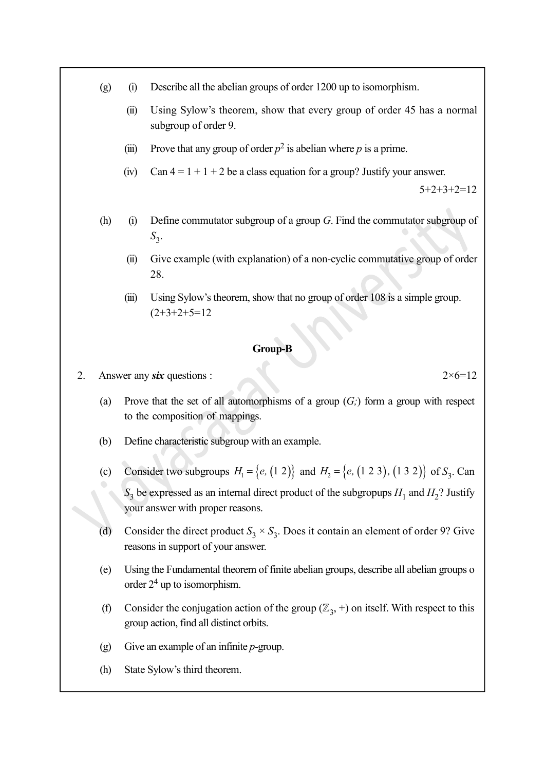(g) (i) Describe all the abelian groups of order 1200 up to isomorphism.

(ii) Using Sylow's theorem, show that every group of order 45 has a normal subgroup of order 9.

(iii) Prove that any group of order $p^2$ is abelian where $p$ is a prime.

(iv) Can $4 = 1 + 1 + 2$ be a class equation for a group? Justify your answer.

5+2+3+2=12

(h) (i) Define commutator subgroup of a group $G$. Find the commutator subgroup of $S_3$.

(ii) Give example (with explanation) of a non-cyclic commutative group of order 28.

(iii) Using Sylow's theorem, show that no group of order 108 is a simple group. (2+3+2+5=12

## Group-B

2. Answer any ***six*** questions : 2×6=12

(a) Prove that the set of all automorphisms of a group $(G,\cdot)$ form a group with respect to the composition of mappings.

(b) Define characteristic subgroup with an example.

(c) Consider two subgroups $H_1 = \{e, (1\ 2)\}$ and $H_2 = \{e, (1\ 2\ 3), (1\ 3\ 2)\}$ of $S_3$. Can $S_3$ be expressed as an internal direct product of the subgropups $H_1$ and $H_2$? Justify your answer with proper reasons.

(d) Consider the direct product $S_3 \times S_3$. Does it contain an element of order 9? Give reasons in support of your answer.

(e) Using the Fundamental theorem of finite abelian groups, describe all abelian groups o order $2^4$ up to isomorphism.

(f) Consider the conjugation action of the group $(\mathbb{Z}_3, +)$ on itself. With respect to this group action, find all distinct orbits.

(g) Give an example of an infinite $p$-group.

(h) State Sylow's third theorem.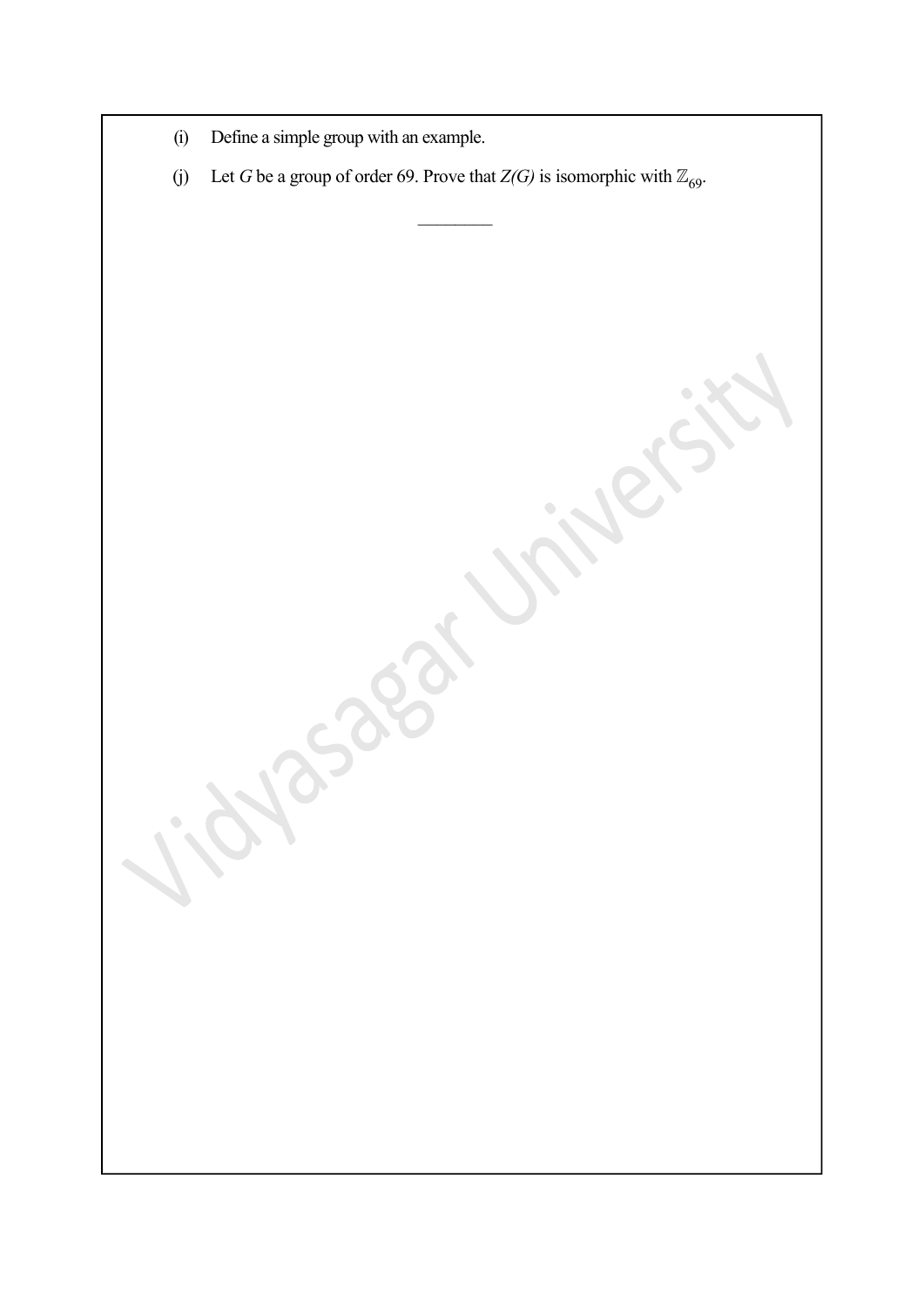(i) Define a simple group with an example.

(j) Let $G$ be a group of order 69. Prove that $Z(G)$ is isomorphic with $\mathbb{Z}_{69}$.

————